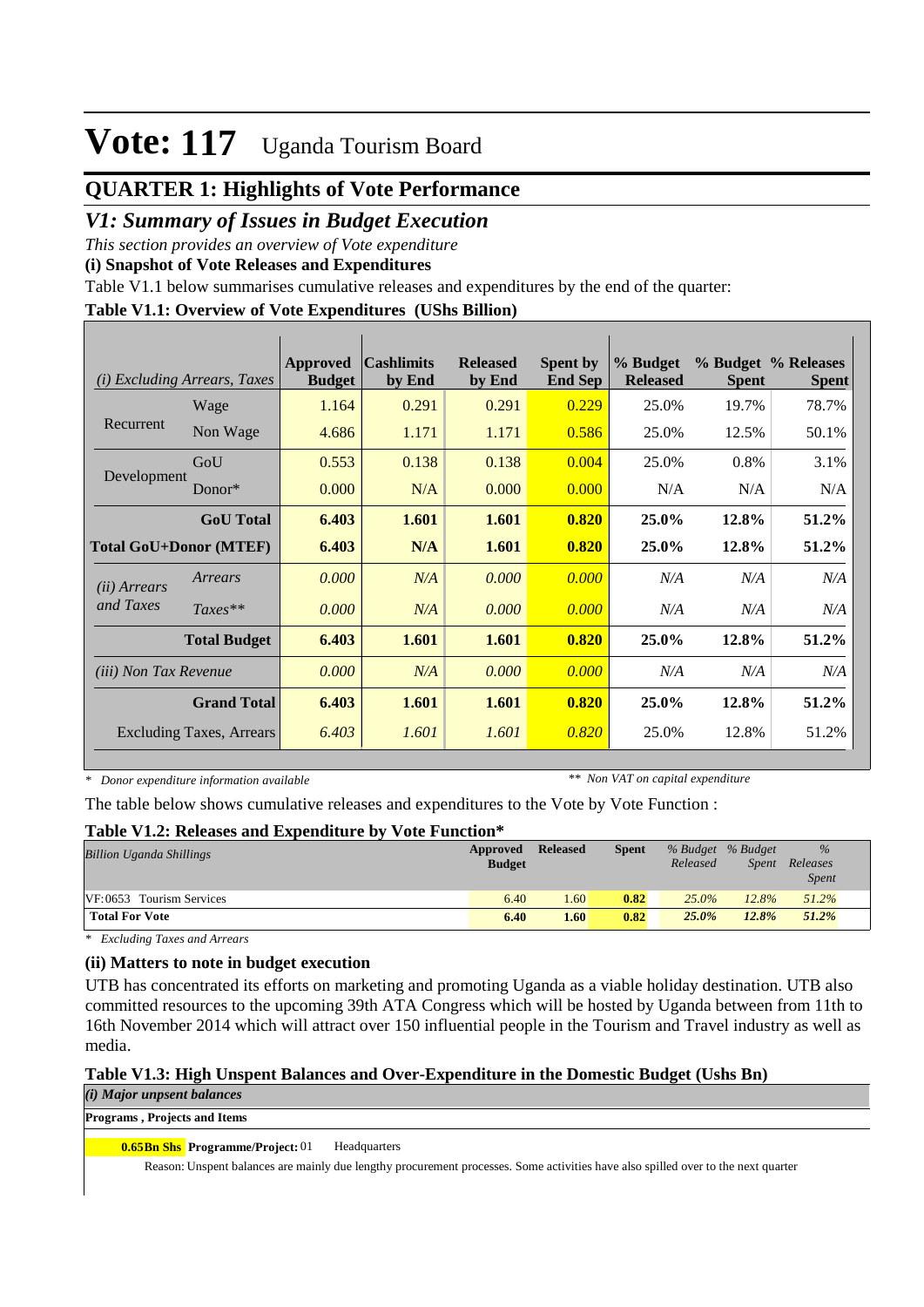# Vote: 117 Uganda Tourism Board

## QUARTER 1: Highlights of Vote Performance

### *V1: Summary of Issues in Budget Execution*

*This section provides an overview of Vote expenditure*

**(i) Snapshot of Vote Releases and Expenditures**

Table V1.1 below summarises cumulative releases and expenditures by the end of the quarter:

**Table V1.1: Overview of Vote Expenditures (UShs Billion)**

| *(i) Excluding Arrears, Taxes* | | Approved Budget | Cashlimits by End | Released by End | Spent by End Sep | % Budget Released | % Budget Spent | % Releases Spent |
|---|---|---|---|---|---|---|---|---|
| Recurrent | Wage | 1.164 | 0.291 | 0.291 | 0.229 | 25.0% | 19.7% | 78.7% |
| | Non Wage | 4.686 | 1.171 | 1.171 | 0.586 | 25.0% | 12.5% | 50.1% |
| Development | GoU | 0.553 | 0.138 | 0.138 | 0.004 | 25.0% | 0.8% | 3.1% |
| | Donor* | 0.000 | N/A | 0.000 | 0.000 | N/A | N/A | N/A |
| | **GoU Total** | **6.403** | **1.601** | **1.601** | **0.820** | **25.0%** | **12.8%** | **51.2%** |
| **Total GoU+Donor (MTEF)** | | **6.403** | **N/A** | **1.601** | **0.820** | **25.0%** | **12.8%** | **51.2%** |
| *(ii) Arrears and Taxes* | *Arrears* | *0.000* | *N/A* | *0.000* | *0.000* | *N/A* | *N/A* | *N/A* |
| | *Taxes*** | *0.000* | *N/A* | *0.000* | *0.000* | *N/A* | *N/A* | *N/A* |
| | **Total Budget** | **6.403** | **1.601** | **1.601** | **0.820** | **25.0%** | **12.8%** | **51.2%** |
| *(iii) Non Tax Revenue* | | *0.000* | *N/A* | *0.000* | *0.000* | *N/A* | *N/A* | *N/A* |
| | **Grand Total** | **6.403** | **1.601** | **1.601** | **0.820** | **25.0%** | **12.8%** | **51.2%** |
| Excluding Taxes, Arrears | | *6.403* | *1.601* | *1.601* | *0.820* | 25.0% | 12.8% | 51.2% |

*\* Donor expenditure information available* *\*\* Non VAT on capital expenditure*

The table below shows cumulative releases and expenditures to the Vote by Vote Function :

**Table V1.2: Releases and Expenditure by Vote Function***

| *Billion Uganda Shillings* | Approved Budget | Released | Spent | *% Budget Released* | *% Budget Spent* | *% Releases Spent* |
|---|---|---|---|---|---|---|
| VF:0653 Tourism Services | 6.40 | 1.60 | 0.82 | *25.0%* | *12.8%* | *51.2%* |
| **Total For Vote** | **6.40** | **1.60** | **0.82** | ***25.0%*** | ***12.8%*** | ***51.2%*** |

*\* Excluding Taxes and Arrears*

**(ii) Matters to note in budget execution**

UTB has concentrated its efforts on marketing and promoting Uganda as a viable holiday destination. UTB also committed resources to the upcoming 39th ATA Congress which will be hosted by Uganda between from 11th to 16th November 2014 which will attract over 150 influential people in the Tourism and Travel industry as well as media.

**Table V1.3: High Unspent Balances and Over-Expenditure in the Domestic Budget (Ushs Bn)**

***(i) Major unpsent balances***

**Programs , Projects and Items**

**0.65Bn Shs** **Programme/Project:** 01 Headquarters

Reason: Unspent balances are mainly due lengthy procurement processes. Some activities have also spilled over to the next quarter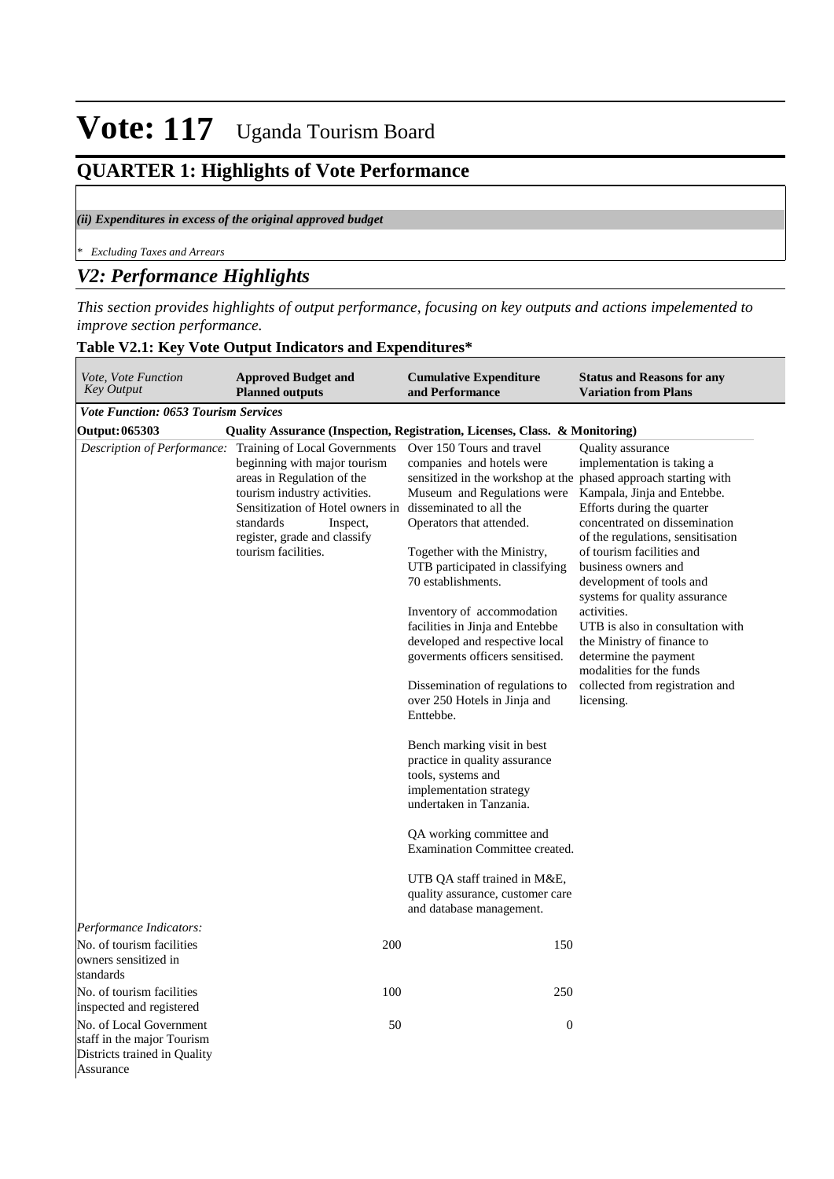# Vote: 117 Uganda Tourism Board

## QUARTER 1: Highlights of Vote Performance

***(ii) Expenditures in excess of the original approved budget***

*\* Excluding Taxes and Arrears*

## *V2: Performance Highlights*

*This section provides highlights of output performance, focusing on key outputs and actions impelemented to improve section performance.*

**Table V2.1: Key Vote Output Indicators and Expenditures***

| *Vote, Vote Function Key Output* | **Approved Budget and Planned outputs** | **Cumulative Expenditure and Performance** | **Status and Reasons for any Variation from Plans** |
|---|---|---|---|
| ***Vote Function: 0653 Tourism Services*** | | | |
| **Output: 065303** | **Quality Assurance (Inspection, Registration, Licenses, Class. & Monitoring)** | | |
| *Description of Performance:* | Training of Local Governments beginning with major tourism areas in Regulation of the tourism industry activities. Sensitization of Hotel owners in standards Inspect, register, grade and classify tourism facilities. | Over 150 Tours and travel companies and hotels were sensitized in the workshop at the Museum and Regulations were disseminated to all the Operators that attended.<br><br>Together with the Ministry, UTB participated in classifying 70 establishments.<br><br>Inventory of accommodation facilities in Jinja and Entebbe developed and respective local goverments officers sensitised.<br><br>Dissemination of regulations to over 250 Hotels in Jinja and Enttebbe.<br><br>Bench marking visit in best practice in quality assurance tools, systems and implementation strategy undertaken in Tanzania.<br><br>QA working committee and Examination Committee created.<br><br>UTB QA staff trained in M&E, quality assurance, customer care and database management. | Quality assurance implementation is taking a phased approach starting with Kampala, Jinja and Entebbe. Efforts during the quarter concentrated on dissemination of the regulations, sensitisation of tourism facilities and business owners and development of tools and systems for quality assurance activities.<br>UTB is also in consultation with the Ministry of finance to determine the payment modalities for the funds collected from registration and licensing. |
| *Performance Indicators:* | | | |
| No. of tourism facilities owners sensitized in standards | 200 | 150 | |
| No. of tourism facilities inspected and registered | 100 | 250 | |
| No. of Local Government staff in the major Tourism Districts trained in Quality Assurance | 50 | 0 | |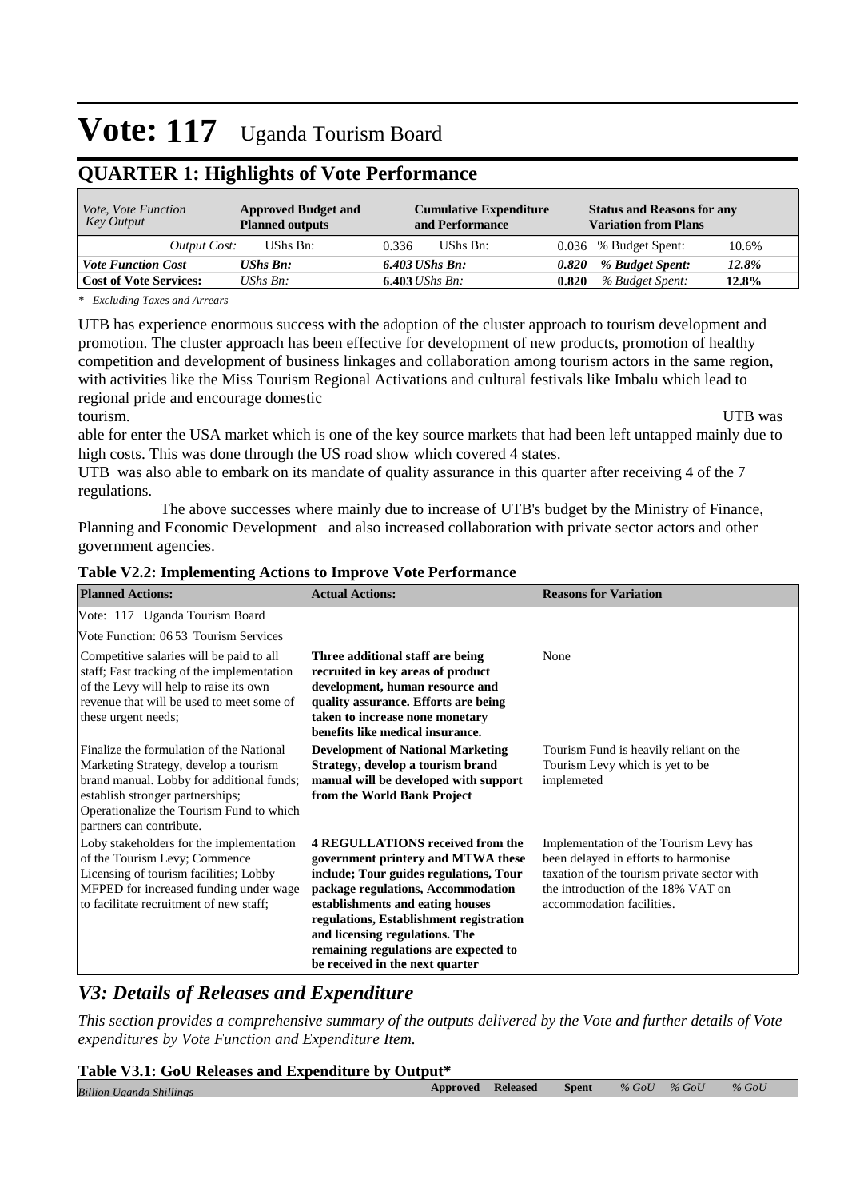# Vote: 117 Uganda Tourism Board

## QUARTER 1: Highlights of Vote Performance

| *Vote, Vote Function Key Output* | **Approved Budget and Planned outputs** | **Cumulative Expenditure and Performance** | **Status and Reasons for any Variation from Plans** |
|---|---|---|---|
| *Output Cost:* | UShs Bn: 0.336 | UShs Bn: 0.036 | % Budget Spent: 10.6% |
| ***Vote Function Cost*** | ***UShs Bn: 6.403*** | ***UShs Bn: 0.820*** | ***% Budget Spent: 12.8%*** |
| **Cost of Vote Services:** | *UShs Bn:* **6.403** | *UShs Bn:* **0.820** | *% Budget Spent:* **12.8%** |

*\* Excluding Taxes and Arrears*

UTB has experience enormous success with the adoption of the cluster approach to tourism development and promotion. The cluster approach has been effective for development of new products, promotion of healthy competition and development of business linkages and collaboration among tourism actors in the same region, with activities like the Miss Tourism Regional Activations and cultural festivals like Imbalu which lead to regional pride and encourage domestic tourism. UTB was able for enter the USA market which is one of the key source markets that had been left untapped mainly due to high costs. This was done through the US road show which covered 4 states.
UTB was also able to embark on its mandate of quality assurance in this quarter after receiving 4 of the 7 regulations.
The above successes where mainly due to increase of UTB's budget by the Ministry of Finance, Planning and Economic Development and also increased collaboration with private sector actors and other government agencies.

**Table V2.2: Implementing Actions to Improve Vote Performance**

| **Planned Actions:** | **Actual Actions:** | **Reasons for Variation** |
|---|---|---|
| Vote: 117 Uganda Tourism Board | | |
| Vote Function: 06 53 Tourism Services | | |
| Competitive salaries will be paid to all staff; Fast tracking of the implementation of the Levy will help to raise its own revenue that will be used to meet some of these urgent needs; | **Three additional staff are being recruited in key areas of product development, human resource and quality assurance. Efforts are being taken to increase none monetary benefits like medical insurance.** | None |
| Finalize the formulation of the National Marketing Strategy, develop a tourism brand manual. Lobby for additional funds; establish stronger partnerships; Operationalize the Tourism Fund to which partners can contribute. | **Development of National Marketing Strategy, develop a tourism brand manual will be developed with support from the World Bank Project** | Tourism Fund is heavily reliant on the Tourism Levy which is yet to be implemeted |
| Loby stakeholders for the implementation of the Tourism Levy; Commence Licensing of tourism facilities; Lobby MFPED for increased funding under wage to facilitate recruitment of new staff; | **4 REGULLATIONS received from the government printery and MTWA these include; Tour guides regulations, Tour package regulations, Accommodation establishments and eating houses regulations, Establishment registration and licensing regulations. The remaining regulations are expected to be received in the next quarter** | Implementation of the Tourism Levy has been delayed in efforts to harmonise taxation of the tourism private sector with the introduction of the 18% VAT on accommodation facilities. |

## *V3: Details of Releases and Expenditure*

*This section provides a comprehensive summary of the outputs delivered by the Vote and further details of Vote expenditures by Vote Function and Expenditure Item.*

**Table V3.1: GoU Releases and Expenditure by Output\***

| *Billion Uganda Shillings* | **Approved** | **Released** | **Spent** | *% GoU* | *% GoU* | *% GoU* |
|---|---|---|---|---|---|---|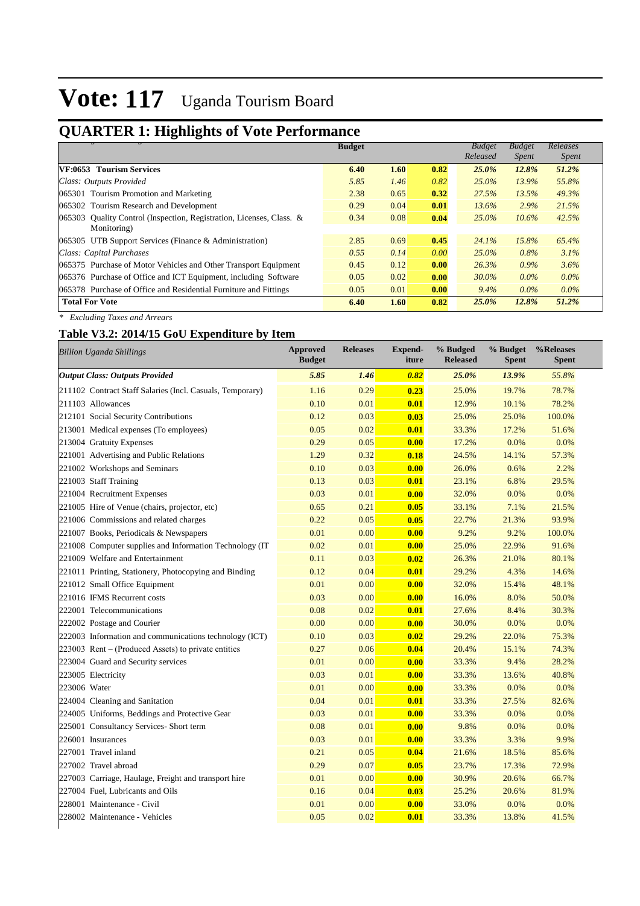# Vote: 117 Uganda Tourism Board

## QUARTER 1: Highlights of Vote Performance

| | Budget | | | Budget Released | Budget Spent | Releases Spent |
|---|---|---|---|---|---|---|
| **VF:0653 Tourism Services** | **6.40** | **1.60** | **0.82** | ***25.0%*** | ***12.8%*** | ***51.2%*** |
| *Class: Outputs Provided* | *5.85* | *1.46* | *0.82* | *25.0%* | *13.9%* | *55.8%* |
| 065301 Tourism Promotion and Marketing | 2.38 | 0.65 | **0.32** | *27.5%* | *13.5%* | *49.3%* |
| 065302 Tourism Research and Development | 0.29 | 0.04 | **0.01** | *13.6%* | *2.9%* | *21.5%* |
| 065303 Quality Control (Inspection, Registration, Licenses, Class. & Monitoring) | 0.34 | 0.08 | **0.04** | *25.0%* | *10.6%* | *42.5%* |
| 065305 UTB Support Services (Finance & Administration) | 2.85 | 0.69 | **0.45** | *24.1%* | *15.8%* | *65.4%* |
| *Class: Capital Purchases* | *0.55* | *0.14* | *0.00* | *25.0%* | *0.8%* | *3.1%* |
| 065375 Purchase of Motor Vehicles and Other Transport Equipment | 0.45 | 0.12 | **0.00** | *26.3%* | *0.9%* | *3.6%* |
| 065376 Purchase of Office and ICT Equipment, including Software | 0.05 | 0.02 | **0.00** | *30.0%* | *0.0%* | *0.0%* |
| 065378 Purchase of Office and Residential Furniture and Fittings | 0.05 | 0.01 | **0.00** | *9.4%* | *0.0%* | *0.0%* |
| **Total For Vote** | **6.40** | **1.60** | **0.82** | ***25.0%*** | ***12.8%*** | ***51.2%*** |

*\* Excluding Taxes and Arrears*

### Table V3.2: 2014/15 GoU Expenditure by Item

| *Billion Uganda Shillings* | Approved Budget | Releases | Expend-iture | % Budged Released | % Budget Spent | %Releases Spent |
|---|---|---|---|---|---|---|
| ***Output Class: Outputs Provided*** | ***5.85*** | ***1.46*** | ***0.82*** | ***25.0%*** | ***13.9%*** | *55.8%* |
| 211102 Contract Staff Salaries (Incl. Casuals, Temporary) | 1.16 | 0.29 | **0.23** | 25.0% | 19.7% | 78.7% |
| 211103 Allowances | 0.10 | 0.01 | **0.01** | 12.9% | 10.1% | 78.2% |
| 212101 Social Security Contributions | 0.12 | 0.03 | **0.03** | 25.0% | 25.0% | 100.0% |
| 213001 Medical expenses (To employees) | 0.05 | 0.02 | **0.01** | 33.3% | 17.2% | 51.6% |
| 213004 Gratuity Expenses | 0.29 | 0.05 | **0.00** | 17.2% | 0.0% | 0.0% |
| 221001 Advertising and Public Relations | 1.29 | 0.32 | **0.18** | 24.5% | 14.1% | 57.3% |
| 221002 Workshops and Seminars | 0.10 | 0.03 | **0.00** | 26.0% | 0.6% | 2.2% |
| 221003 Staff Training | 0.13 | 0.03 | **0.01** | 23.1% | 6.8% | 29.5% |
| 221004 Recruitment Expenses | 0.03 | 0.01 | **0.00** | 32.0% | 0.0% | 0.0% |
| 221005 Hire of Venue (chairs, projector, etc) | 0.65 | 0.21 | **0.05** | 33.1% | 7.1% | 21.5% |
| 221006 Commissions and related charges | 0.22 | 0.05 | **0.05** | 22.7% | 21.3% | 93.9% |
| 221007 Books, Periodicals & Newspapers | 0.01 | 0.00 | **0.00** | 9.2% | 9.2% | 100.0% |
| 221008 Computer supplies and Information Technology (IT | 0.02 | 0.01 | **0.00** | 25.0% | 22.9% | 91.6% |
| 221009 Welfare and Entertainment | 0.11 | 0.03 | **0.02** | 26.3% | 21.0% | 80.1% |
| 221011 Printing, Stationery, Photocopying and Binding | 0.12 | 0.04 | **0.01** | 29.2% | 4.3% | 14.6% |
| 221012 Small Office Equipment | 0.01 | 0.00 | **0.00** | 32.0% | 15.4% | 48.1% |
| 221016 IFMS Recurrent costs | 0.03 | 0.00 | **0.00** | 16.0% | 8.0% | 50.0% |
| 222001 Telecommunications | 0.08 | 0.02 | **0.01** | 27.6% | 8.4% | 30.3% |
| 222002 Postage and Courier | 0.00 | 0.00 | **0.00** | 30.0% | 0.0% | 0.0% |
| 222003 Information and communications technology (ICT) | 0.10 | 0.03 | **0.02** | 29.2% | 22.0% | 75.3% |
| 223003 Rent – (Produced Assets) to private entities | 0.27 | 0.06 | **0.04** | 20.4% | 15.1% | 74.3% |
| 223004 Guard and Security services | 0.01 | 0.00 | **0.00** | 33.3% | 9.4% | 28.2% |
| 223005 Electricity | 0.03 | 0.01 | **0.00** | 33.3% | 13.6% | 40.8% |
| 223006 Water | 0.01 | 0.00 | **0.00** | 33.3% | 0.0% | 0.0% |
| 224004 Cleaning and Sanitation | 0.04 | 0.01 | **0.01** | 33.3% | 27.5% | 82.6% |
| 224005 Uniforms, Beddings and Protective Gear | 0.03 | 0.01 | **0.00** | 33.3% | 0.0% | 0.0% |
| 225001 Consultancy Services- Short term | 0.08 | 0.01 | **0.00** | 9.8% | 0.0% | 0.0% |
| 226001 Insurances | 0.03 | 0.01 | **0.00** | 33.3% | 3.3% | 9.9% |
| 227001 Travel inland | 0.21 | 0.05 | **0.04** | 21.6% | 18.5% | 85.6% |
| 227002 Travel abroad | 0.29 | 0.07 | **0.05** | 23.7% | 17.3% | 72.9% |
| 227003 Carriage, Haulage, Freight and transport hire | 0.01 | 0.00 | **0.00** | 30.9% | 20.6% | 66.7% |
| 227004 Fuel, Lubricants and Oils | 0.16 | 0.04 | **0.03** | 25.2% | 20.6% | 81.9% |
| 228001 Maintenance - Civil | 0.01 | 0.00 | **0.00** | 33.0% | 0.0% | 0.0% |
| 228002 Maintenance - Vehicles | 0.05 | 0.02 | **0.01** | 33.3% | 13.8% | 41.5% |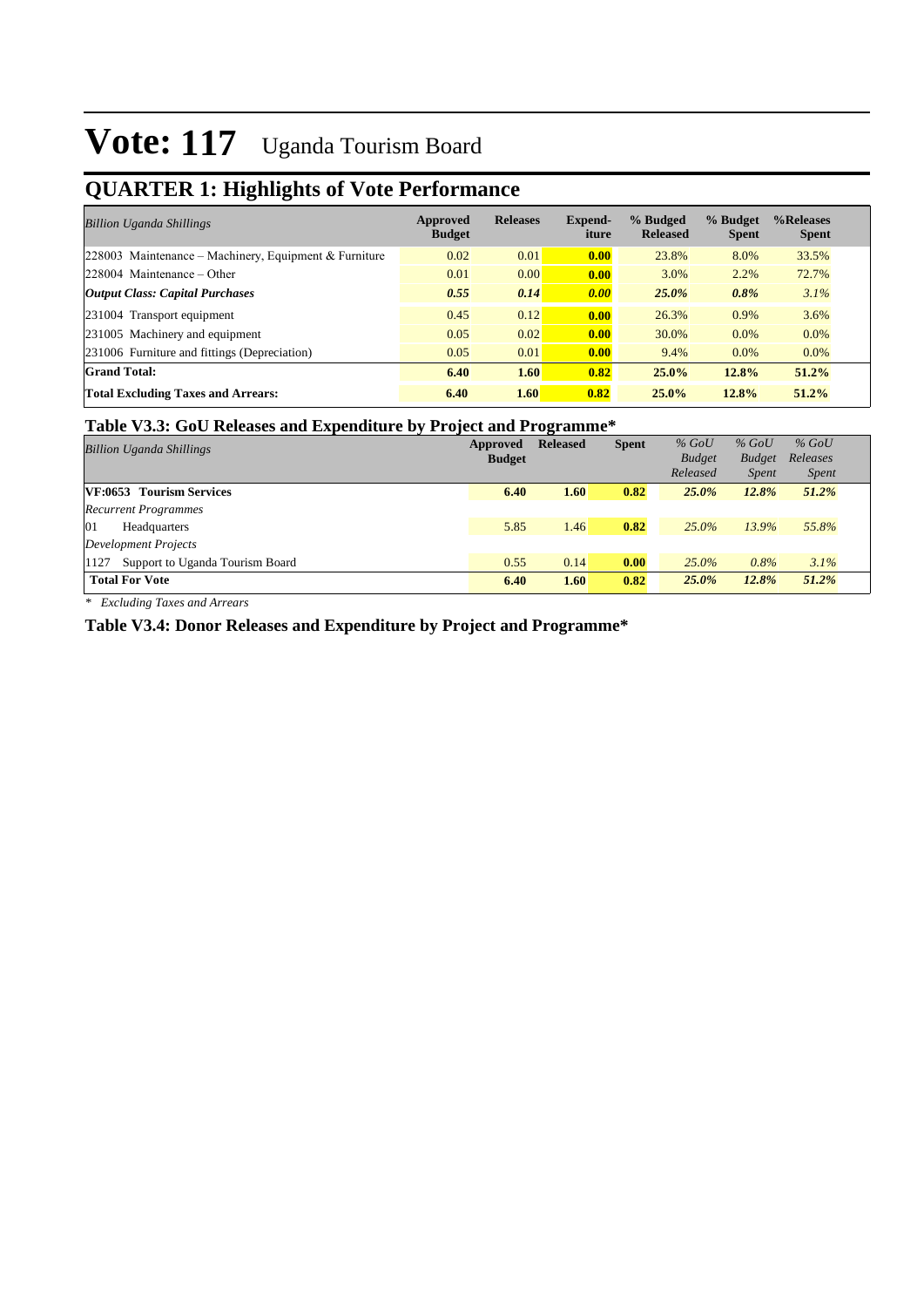# Vote: 117 Uganda Tourism Board

## QUARTER 1: Highlights of Vote Performance

| *Billion Uganda Shillings* | Approved Budget | Releases | Expend-iture | % Budged Released | % Budget Spent | %Releases Spent |
|---|---|---|---|---|---|---|
| 228003 Maintenance – Machinery, Equipment & Furniture | 0.02 | 0.01 | **0.00** | 23.8% | 8.0% | 33.5% |
| 228004 Maintenance – Other | 0.01 | 0.00 | **0.00** | 3.0% | 2.2% | 72.7% |
| ***Output Class: Capital Purchases*** | ***0.55*** | ***0.14*** | ***0.00*** | ***25.0%*** | ***0.8%*** | *3.1%* |
| 231004 Transport equipment | 0.45 | 0.12 | **0.00** | 26.3% | 0.9% | 3.6% |
| 231005 Machinery and equipment | 0.05 | 0.02 | **0.00** | 30.0% | 0.0% | 0.0% |
| 231006 Furniture and fittings (Depreciation) | 0.05 | 0.01 | **0.00** | 9.4% | 0.0% | 0.0% |
| **Grand Total:** | **6.40** | **1.60** | **0.82** | **25.0%** | **12.8%** | **51.2%** |
| **Total Excluding Taxes and Arrears:** | **6.40** | **1.60** | **0.82** | **25.0%** | **12.8%** | **51.2%** |

### Table V3.3: GoU Releases and Expenditure by Project and Programme*

| *Billion Uganda Shillings* | Approved Budget | Released | Spent | *% GoU Budget Released* | *% GoU Budget Spent* | *% GoU Releases Spent* |
|---|---|---|---|---|---|---|
| **VF:0653 Tourism Services** | **6.40** | **1.60** | **0.82** | ***25.0%*** | ***12.8%*** | ***51.2%*** |
| *Recurrent Programmes* | | | | | | |
| 01 Headquarters | 5.85 | 1.46 | **0.82** | *25.0%* | *13.9%* | *55.8%* |
| *Development Projects* | | | | | | |
| 1127 Support to Uganda Tourism Board | 0.55 | 0.14 | **0.00** | *25.0%* | *0.8%* | *3.1%* |
| **Total For Vote** | **6.40** | **1.60** | **0.82** | ***25.0%*** | ***12.8%*** | ***51.2%*** |

*\* Excluding Taxes and Arrears*

### Table V3.4: Donor Releases and Expenditure by Project and Programme*